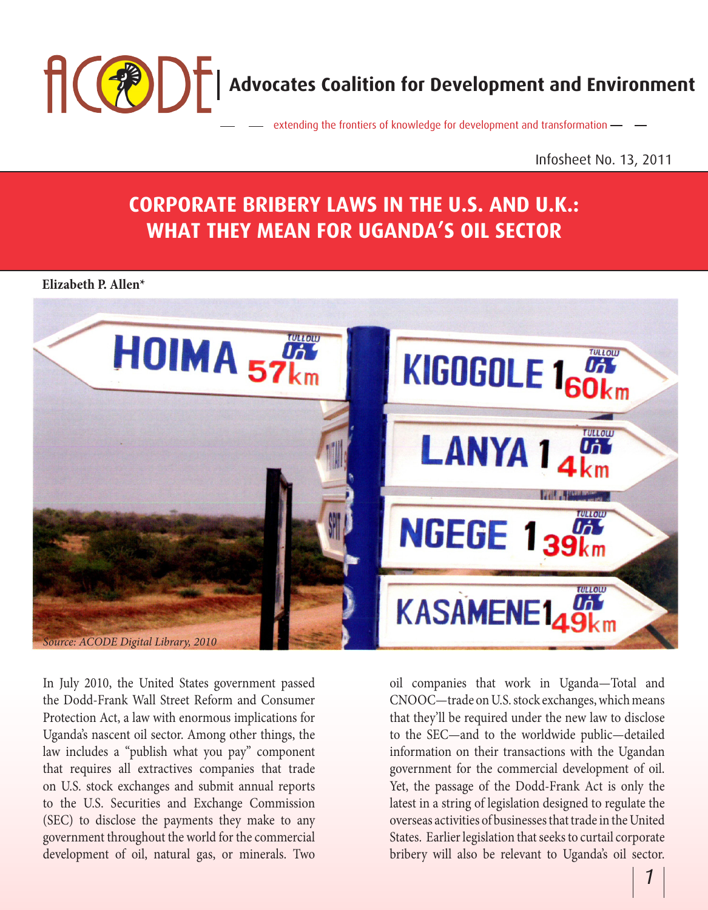# ACODE | Advocates Coalition for Development and Environment

extending the frontiers of knowledge for development and transformation

Infosheet No. 13, 2011

## CORPORATE BRIBERY LAWS IN THE U.S. AND U.K.: WHAT THEY MEAN FOR UGANDA'S OIL SECTOR

**Elizabeth P. Allen***

*Source: ACODE Digital Library, 2010*

In July 2010, the United States government passed the Dodd-Frank Wall Street Reform and Consumer Protection Act, a law with enormous implications for Uganda's nascent oil sector. Among other things, the law includes a "publish what you pay" component that requires all extractives companies that trade on U.S. stock exchanges and submit annual reports to the U.S. Securities and Exchange Commission (SEC) to disclose the payments they make to any government throughout the world for the commercial development of oil, natural gas, or minerals. Two oil companies that work in Uganda—Total and CNOOC—trade on U.S. stock exchanges, which means that they'll be required under the new law to disclose to the SEC—and to the worldwide public—detailed information on their transactions with the Ugandan government for the commercial development of oil. Yet, the passage of the Dodd-Frank Act is only the latest in a string of legislation designed to regulate the overseas activities of businesses that trade in the United States. Earlier legislation that seeks to curtail corporate bribery will also be relevant to Uganda's oil sector.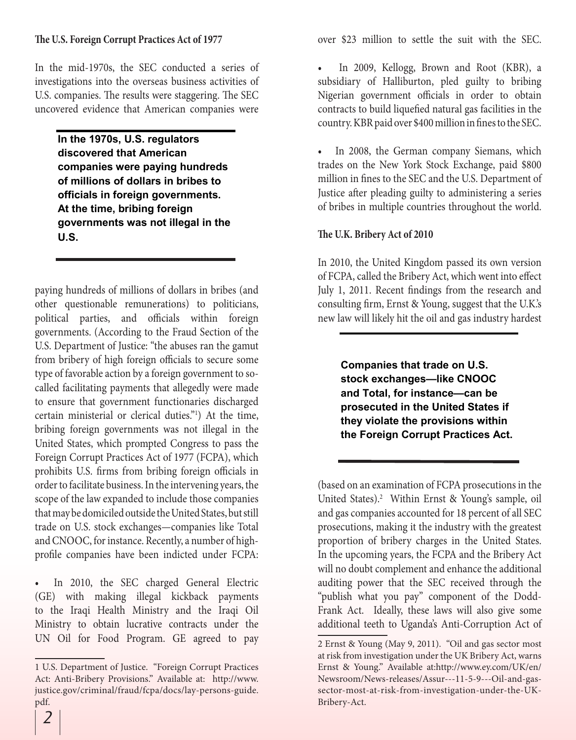### The U.S. Foreign Corrupt Practices Act of 1977

In the mid-1970s, the SEC conducted a series of investigations into the overseas business activities of U.S. companies. The results were staggering. The SEC uncovered evidence that American companies were paying hundreds of millions of dollars in bribes (and other questionable remunerations) to politicians, political parties, and officials within foreign governments. (According to the Fraud Section of the U.S. Department of Justice: "the abuses ran the gamut from bribery of high foreign officials to secure some type of favorable action by a foreign government to so-called facilitating payments that allegedly were made to ensure that government functionaries discharged certain ministerial or clerical duties."[1]) At the time, bribing foreign governments was not illegal in the United States, which prompted Congress to pass the Foreign Corrupt Practices Act of 1977 (FCPA), which prohibits U.S. firms from bribing foreign officials in order to facilitate business. In the intervening years, the scope of the law expanded to include those companies that may be domiciled outside the United States, but still trade on U.S. stock exchanges—companies like Total and CNOOC, for instance. Recently, a number of high-profile companies have been indicted under FCPA:

> **In the 1970s, U.S. regulators discovered that American companies were paying hundreds of millions of dollars in bribes to officials in foreign governments. At the time, bribing foreign governments was not illegal in the U.S.**

- In 2010, the SEC charged General Electric (GE) with making illegal kickback payments to the Iraqi Health Ministry and the Iraqi Oil Ministry to obtain lucrative contracts under the UN Oil for Food Program. GE agreed to pay over $23 million to settle the suit with the SEC.
- In 2009, Kellogg, Brown and Root (KBR), a subsidiary of Halliburton, pled guilty to bribing Nigerian government officials in order to obtain contracts to build liquefied natural gas facilities in the country. KBR paid over $400 million in fines to the SEC.
- In 2008, the German company Siemans, which trades on the New York Stock Exchange, paid $800 million in fines to the SEC and the U.S. Department of Justice after pleading guilty to administering a series of bribes in multiple countries throughout the world.

### The U.K. Bribery Act of 2010

In 2010, the United Kingdom passed its own version of FCPA, called the Bribery Act, which went into effect July 1, 2011. Recent findings from the research and consulting firm, Ernst & Young, suggest that the U.K.'s new law will likely hit the oil and gas industry hardest (based on an examination of FCPA prosecutions in the United States).[2] Within Ernst & Young's sample, oil and gas companies accounted for 18 percent of all SEC prosecutions, making it the industry with the greatest proportion of bribery charges in the United States. In the upcoming years, the FCPA and the Bribery Act will no doubt complement and enhance the additional auditing power that the SEC received through the "publish what you pay" component of the Dodd-Frank Act. Ideally, these laws will also give some additional teeth to Uganda's Anti-Corruption Act of

> **Companies that trade on U.S. stock exchanges—like CNOOC and Total, for instance—can be prosecuted in the United States if they violate the provisions within the Foreign Corrupt Practices Act.**

---

1 U.S. Department of Justice. "Foreign Corrupt Practices Act: Anti-Bribery Provisions." Available at: http://www.justice.gov/criminal/fraud/fcpa/docs/lay-persons-guide.pdf.

2 Ernst & Young (May 9, 2011). "Oil and gas sector most at risk from investigation under the UK Bribery Act, warns Ernst & Young." Available at:http://www.ey.com/UK/en/Newsroom/News-releases/Assur---11-5-9---Oil-and-gas-sector-most-at-risk-from-investigation-under-the-UK-Bribery-Act.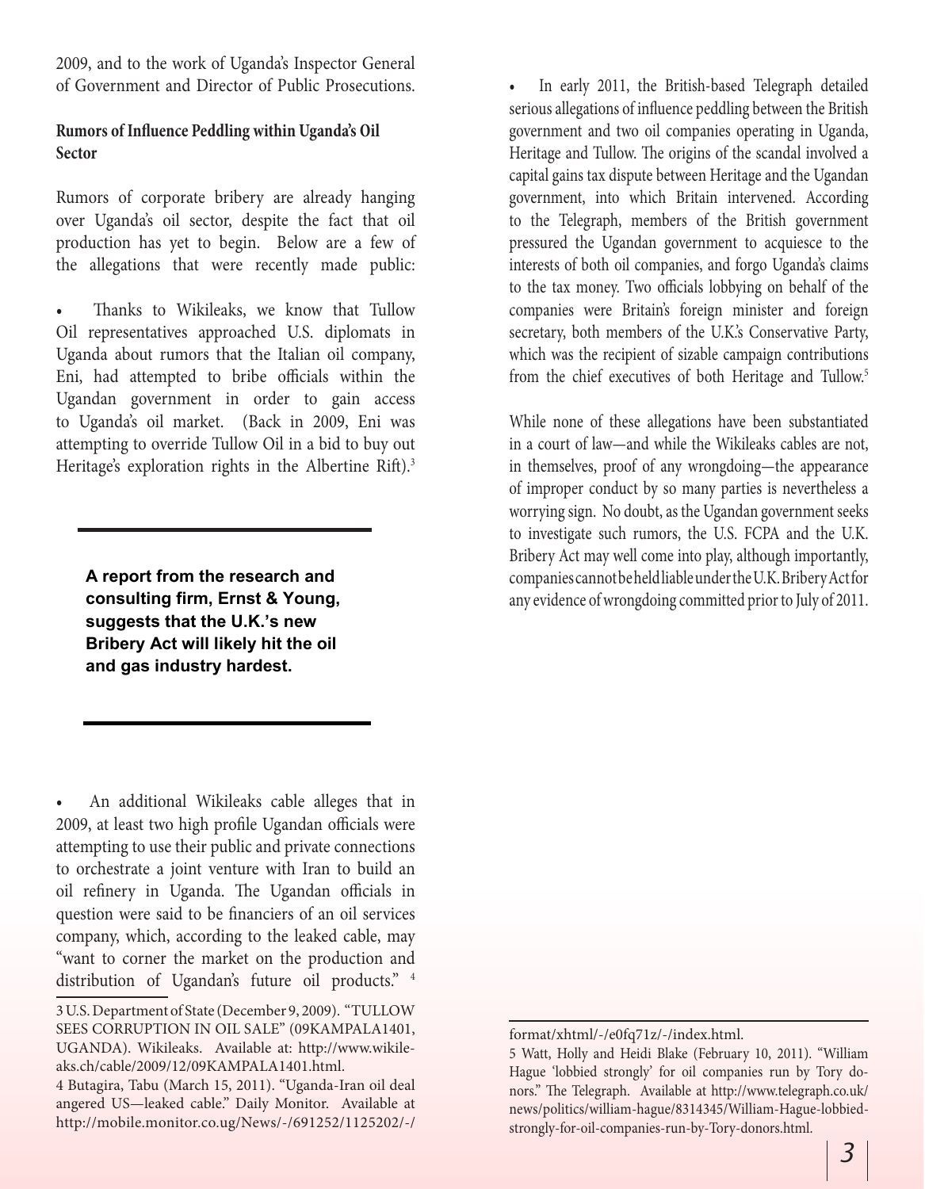2009, and to the work of Uganda's Inspector General of Government and Director of Public Prosecutions.

**Rumors of Influence Peddling within Uganda's Oil Sector**

Rumors of corporate bribery are already hanging over Uganda's oil sector, despite the fact that oil production has yet to begin. Below are a few of the allegations that were recently made public:

- Thanks to Wikileaks, we know that Tullow Oil representatives approached U.S. diplomats in Uganda about rumors that the Italian oil company, Eni, had attempted to bribe officials within the Ugandan government in order to gain access to Uganda's oil market. (Back in 2009, Eni was attempting to override Tullow Oil in a bid to buy out Heritage's exploration rights in the Albertine Rift).[3]

**A report from the research and consulting firm, Ernst & Young, suggests that the U.K.'s new Bribery Act will likely hit the oil and gas industry hardest.**

- An additional Wikileaks cable alleges that in 2009, at least two high profile Ugandan officials were attempting to use their public and private connections to orchestrate a joint venture with Iran to build an oil refinery in Uganda. The Ugandan officials in question were said to be financiers of an oil services company, which, according to the leaked cable, may "want to corner the market on the production and distribution of Ugandan's future oil products." [4]

- In early 2011, the British-based Telegraph detailed serious allegations of influence peddling between the British government and two oil companies operating in Uganda, Heritage and Tullow. The origins of the scandal involved a capital gains tax dispute between Heritage and the Ugandan government, into which Britain intervened. According to the Telegraph, members of the British government pressured the Ugandan government to acquiesce to the interests of both oil companies, and forgo Uganda's claims to the tax money. Two officials lobbying on behalf of the companies were Britain's foreign minister and foreign secretary, both members of the U.K.'s Conservative Party, which was the recipient of sizable campaign contributions from the chief executives of both Heritage and Tullow.[5]

While none of these allegations have been substantiated in a court of law—and while the Wikileaks cables are not, in themselves, proof of any wrongdoing—the appearance of improper conduct by so many parties is nevertheless a worrying sign. No doubt, as the Ugandan government seeks to investigate such rumors, the U.S. FCPA and the U.K. Bribery Act may well come into play, although importantly, companies cannot be held liable under the U.K. Bribery Act for any evidence of wrongdoing committed prior to July of 2011.

---

3 U.S. Department of State (December 9, 2009). "TULLOW SEES CORRUPTION IN OIL SALE" (09KAMPALA1401, UGANDA). Wikileaks. Available at: http://www.wikileaks.ch/cable/2009/12/09KAMPALA1401.html.

4 Butagira, Tabu (March 15, 2011). "Uganda-Iran oil deal angered US—leaked cable." Daily Monitor. Available at http://mobile.monitor.co.ug/News/-/691252/1125202/-/format/xhtml/-/e0fq71z/-/index.html.

5 Watt, Holly and Heidi Blake (February 10, 2011). "William Hague 'lobbied strongly' for oil companies run by Tory donors." The Telegraph. Available at http://www.telegraph.co.uk/news/politics/william-hague/8314345/William-Hague-lobbied-strongly-for-oil-companies-run-by-Tory-donors.html.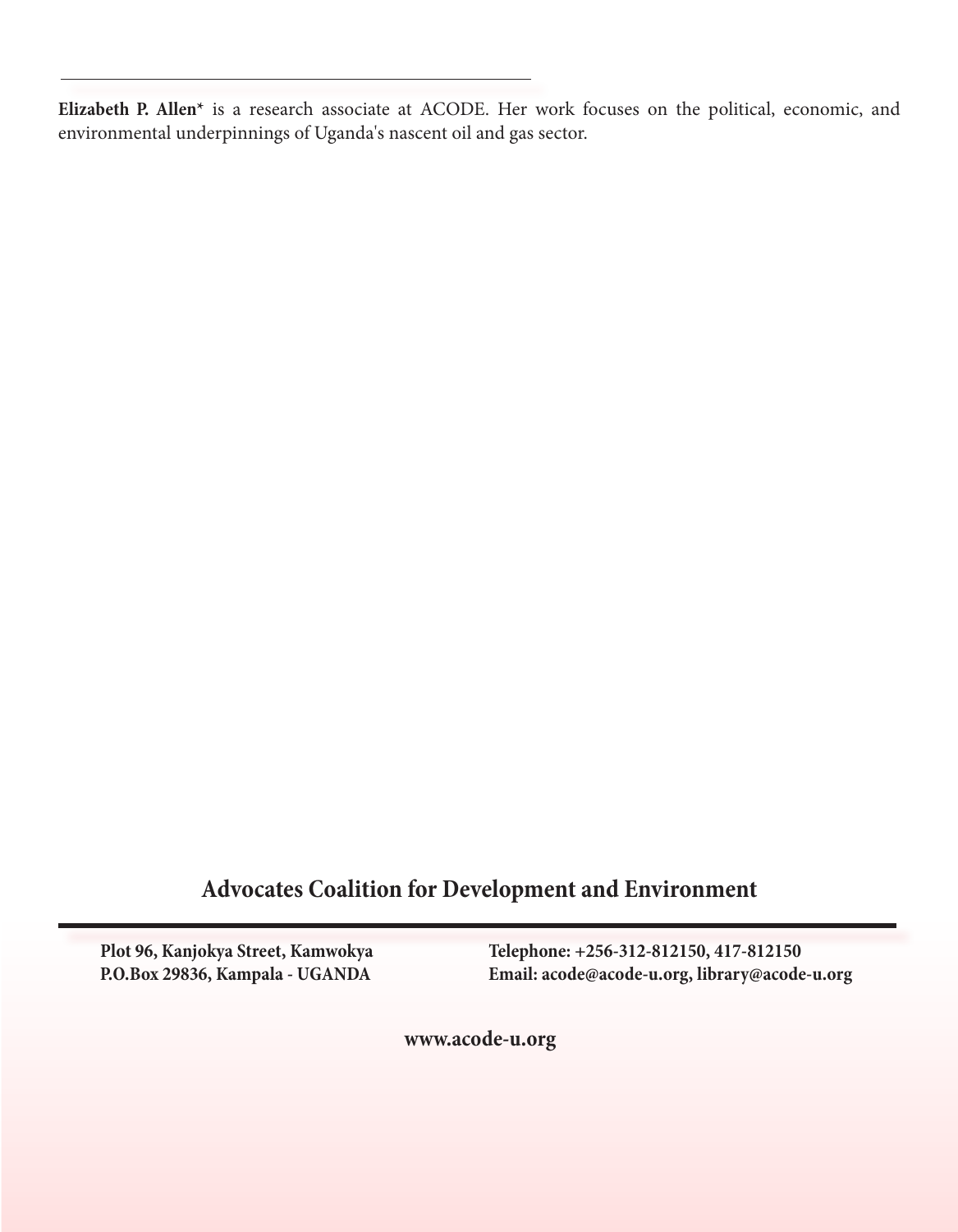**Elizabeth P. Allen*** is a research associate at ACODE. Her work focuses on the political, economic, and environmental underpinnings of Uganda's nascent oil and gas sector.

## Advocates Coalition for Development and Environment

**Plot 96, Kanjokya Street, Kamwokya**
**P.O.Box 29836, Kampala - UGANDA**

**Telephone: +256-312-812150, 417-812150**
**Email: acode@acode-u.org, library@acode-u.org**

**www.acode-u.org**